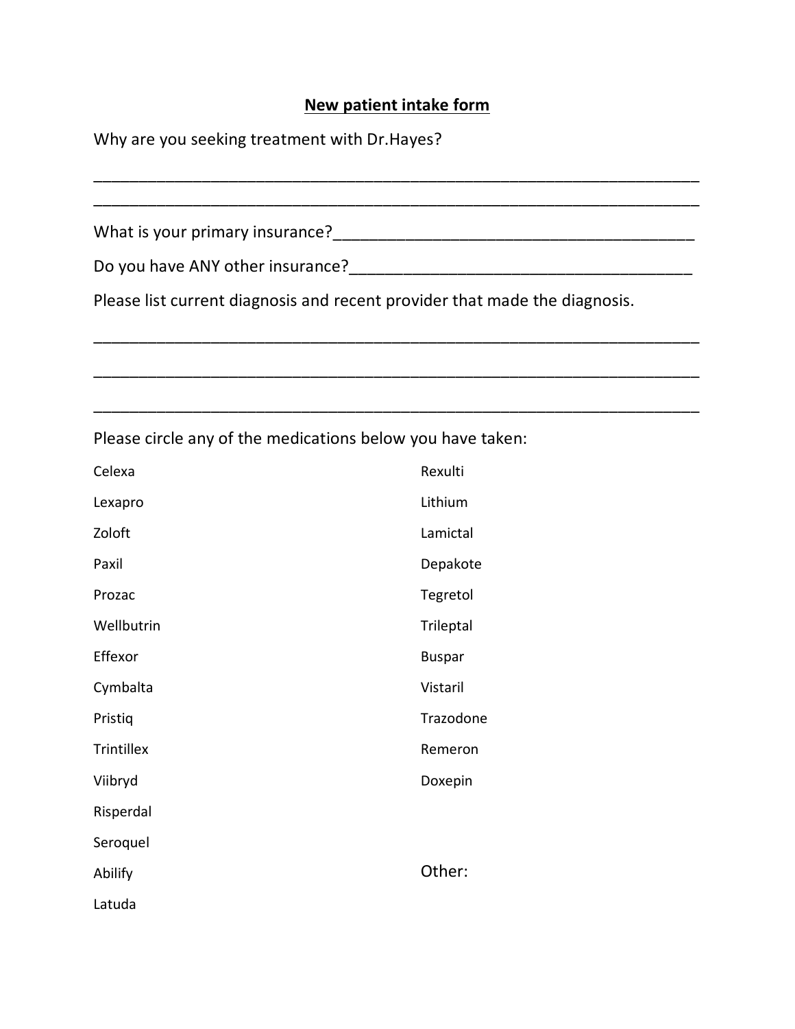## New patient intake form

Why are you seeking treatment with Dr.Hayes?

_________________________________________________________________

_________________________________________________________________

What is your primary insurance?_______________________________________

Do you have ANY other insurance?______________________________________

Please list current diagnosis and recent provider that made the diagnosis.

_________________________________________________________________

_________________________________________________________________

_________________________________________________________________

Please circle any of the medications below you have taken:

Celexa

Lexapro

Zoloft

Paxil

Prozac

Wellbutrin

Effexor

Cymbalta

Pristiq

Trintillex

Viibryd

Risperdal

Seroquel

Abilify

Latuda

Rexulti

Lithium

Lamictal

Depakote

Tegretol

Trileptal

Buspar

Vistaril

Trazodone

Remeron

Doxepin

Other: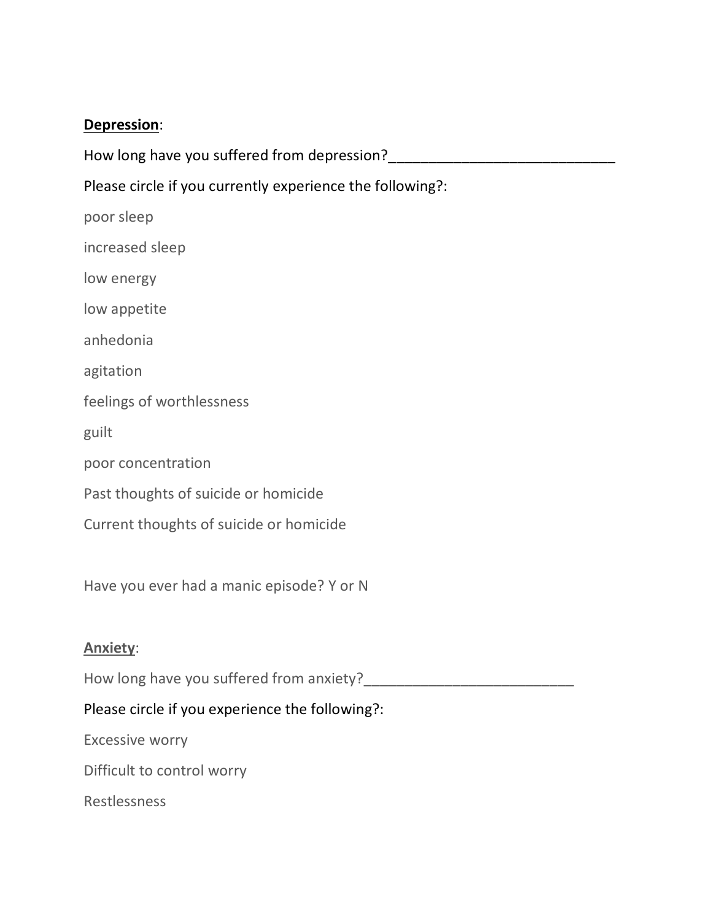**<u>Depression</u>**:

How long have you suffered from depression?____________________________

Please circle if you currently experience the following?:

poor sleep

increased sleep

low energy

low appetite

anhedonia

agitation

feelings of worthlessness

guilt

poor concentration

Past thoughts of suicide or homicide

Current thoughts of suicide or homicide

Have you ever had a manic episode? Y or N

**<u>Anxiety</u>**:

How long have you suffered from anxiety?__________________________

Please circle if you experience the following?:

Excessive worry

Difficult to control worry

Restlessness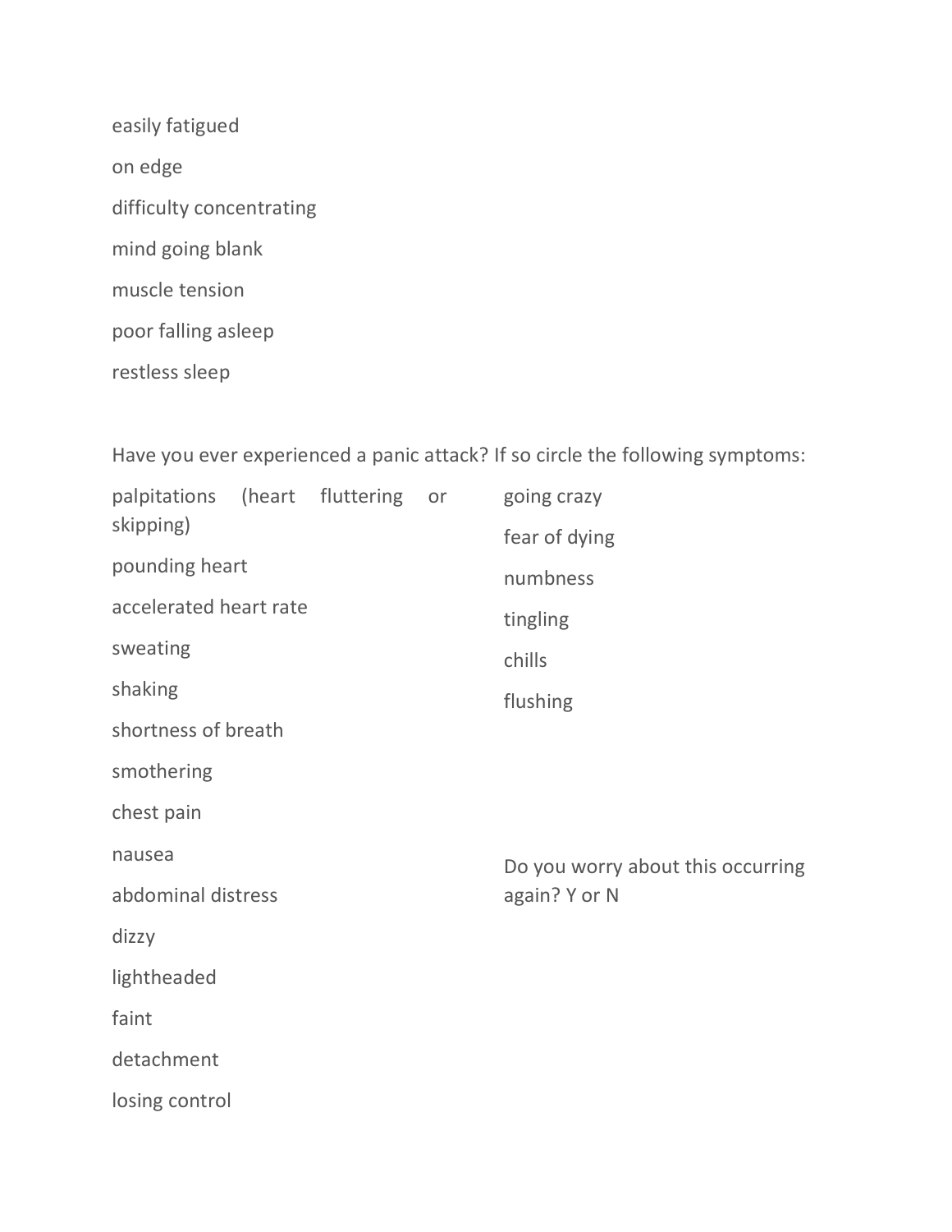easily fatigued

on edge

difficulty concentrating

mind going blank

muscle tension

poor falling asleep

restless sleep

Have you ever experienced a panic attack? If so circle the following symptoms:

palpitations (heart fluttering or skipping)

pounding heart

accelerated heart rate

sweating

shaking

shortness of breath

smothering

chest pain

nausea

abdominal distress

dizzy

lightheaded

faint

detachment

losing control

going crazy

fear of dying

numbness

tingling

chills

flushing

Do you worry about this occurring again? Y or N